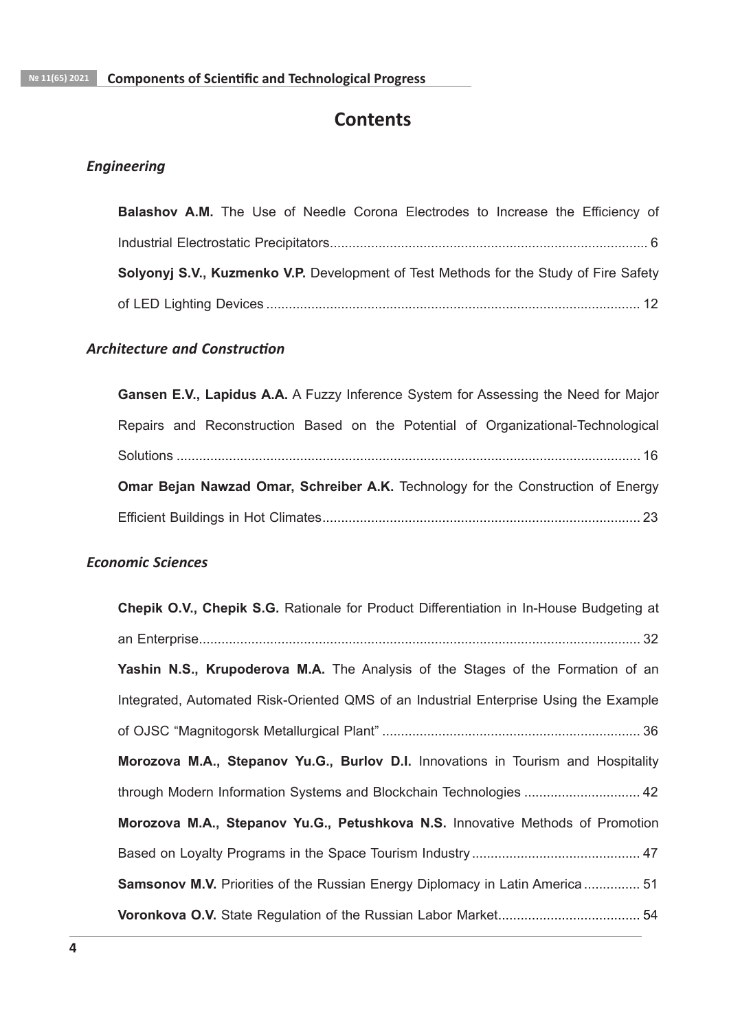# Contents

## *Engineering*

**Balashov A.M.** The Use of Needle Corona Electrodes to Increase the Efficiency of Industrial Electrostatic Precipitators.................................................................................... 6

**Solyonyj S.V., Kuzmenko V.P.** Development of Test Methods for the Study of Fire Safety of LED Lighting Devices .................................................................................................. 12

## *Architecture and Construction*

**Gansen E.V., Lapidus A.A.** A Fuzzy Inference System for Assessing the Need for Major Repairs and Reconstruction Based on the Potential of Organizational-Technological Solutions ........................................................................................................................ 16

**Omar Bejan Nawzad Omar, Schreiber A.K.** Technology for the Construction of Energy Efficient Buildings in Hot Climates.................................................................................... 23

## *Economic Sciences*

**Chepik O.V., Chepik S.G.** Rationale for Product Differentiation in In-House Budgeting at an Enterprise..................................................................................................................... 32

**Yashin N.S., Krupoderova M.A.** The Analysis of the Stages of the Formation of an Integrated, Automated Risk-Oriented QMS of an Industrial Enterprise Using the Example of OJSC "Magnitogorsk Metallurgical Plant" .................................................................... 36

**Morozova M.A., Stepanov Yu.G., Burlov D.I.** Innovations in Tourism and Hospitality through Modern Information Systems and Blockchain Technologies ............................... 42

**Morozova M.A., Stepanov Yu.G., Petushkova N.S.** Innovative Methods of Promotion Based on Loyalty Programs in the Space Tourism Industry ............................................ 47

**Samsonov M.V.** Priorities of the Russian Energy Diplomacy in Latin America ............... 51

**Voronkova O.V.** State Regulation of the Russian Labor Market...................................... 54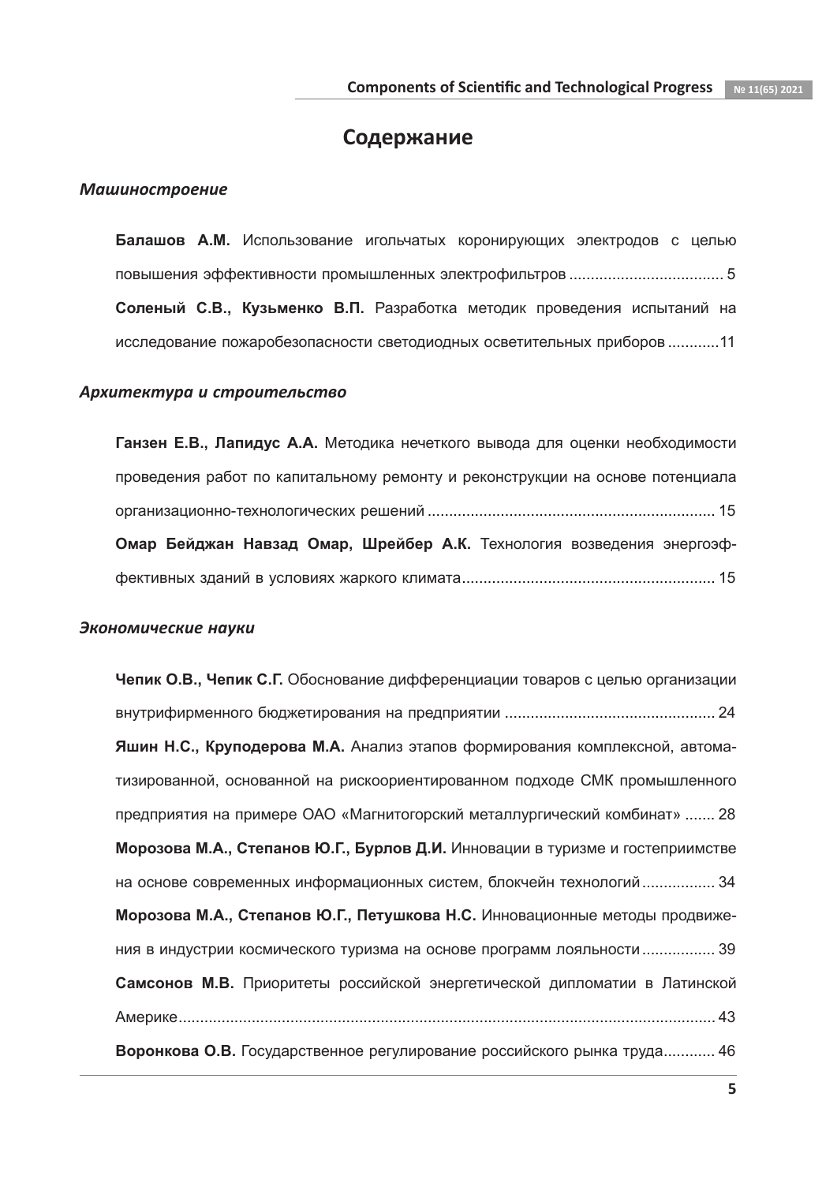# Содержание

## *Машиностроение*

**Балашов А.М.** Использование игольчатых коронирующих электродов с целью повышения эффективности промышленных электрофильтров ................................... 5

**Соленый С.В., Кузьменко В.П.** Разработка методик проведения испытаний на исследование пожаробезопасности светодиодных осветительных приборов ............11

## *Архитектура и строительство*

**Ганзен Е.В., Лапидус А.А.** Методика нечеткого вывода для оценки необходимости проведения работ по капитальному ремонту и реконструкции на основе потенциала организационно-технологических решений .................................................................. 15

**Омар Бейджан Навзад Омар, Шрейбер А.К.** Технология возведения энергоэффективных зданий в условиях жаркого климата.......................................................... 15

## *Экономические науки*

**Чепик О.В., Чепик С.Г.** Обоснование дифференциации товаров с целью организации внутрифирменного бюджетирования на предприятии ................................................ 24

**Яшин Н.С., Круподерова М.А.** Анализ этапов формирования комплексной, автоматизированной, основанной на рискоориентированном подходе СМК промышленного предприятия на примере ОАО «Магнитогорский металлургический комбинат» ....... 28

**Морозова М.А., Степанов Ю.Г., Бурлов Д.И.** Инновации в туризме и гостеприимстве на основе современных информационных систем, блокчейн технологий ................. 34

**Морозова М.А., Степанов Ю.Г., Петушкова Н.С.** Инновационные методы продвижения в индустрии космического туризма на основе программ лояльности ................. 39

**Самсонов М.В.** Приоритеты российской энергетической дипломатии в Латинской Америке.......................................................................................................................... 43

**Воронкова О.В.** Государственное регулирование российского рынка труда............ 46